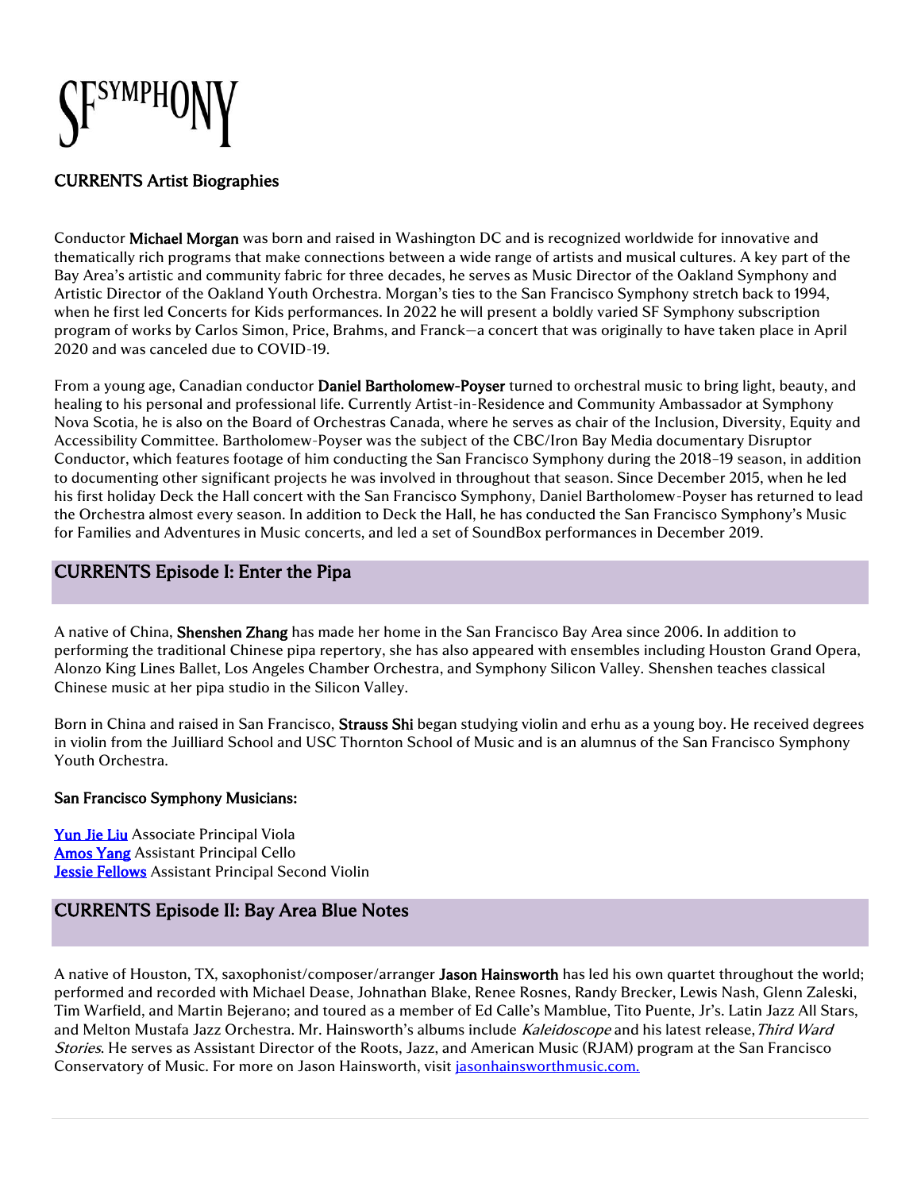# SFSYMPHONY

## CURRENTS Artist Biographies

Conductor **Michael Morgan** was born and raised in Washington DC and is recognized worldwide for innovative and thematically rich programs that make connections between a wide range of artists and musical cultures. A key part of the Bay Area's artistic and community fabric for three decades, he serves as Music Director of the Oakland Symphony and Artistic Director of the Oakland Youth Orchestra. Morgan's ties to the San Francisco Symphony stretch back to 1994, when he first led Concerts for Kids performances. In 2022 he will present a boldly varied SF Symphony subscription program of works by Carlos Simon, Price, Brahms, and Franck—a concert that was originally to have taken place in April 2020 and was canceled due to COVID-19.

From a young age, Canadian conductor **Daniel Bartholomew-Poyser** turned to orchestral music to bring light, beauty, and healing to his personal and professional life. Currently Artist-in-Residence and Community Ambassador at Symphony Nova Scotia, he is also on the Board of Orchestras Canada, where he serves as chair of the Inclusion, Diversity, Equity and Accessibility Committee. Bartholomew-Poyser was the subject of the CBC/Iron Bay Media documentary Disruptor Conductor, which features footage of him conducting the San Francisco Symphony during the 2018–19 season, in addition to documenting other significant projects he was involved in throughout that season. Since December 2015, when he led his first holiday Deck the Hall concert with the San Francisco Symphony, Daniel Bartholomew-Poyser has returned to lead the Orchestra almost every season. In addition to Deck the Hall, he has conducted the San Francisco Symphony's Music for Families and Adventures in Music concerts, and led a set of SoundBox performances in December 2019.

## CURRENTS Episode I: Enter the Pipa

A native of China, **Shenshen Zhang** has made her home in the San Francisco Bay Area since 2006. In addition to performing the traditional Chinese pipa repertory, she has also appeared with ensembles including Houston Grand Opera, Alonzo King Lines Ballet, Los Angeles Chamber Orchestra, and Symphony Silicon Valley. Shenshen teaches classical Chinese music at her pipa studio in the Silicon Valley.

Born in China and raised in San Francisco, **Strauss Shi** began studying violin and erhu as a young boy. He received degrees in violin from the Juilliard School and USC Thornton School of Music and is an alumnus of the San Francisco Symphony Youth Orchestra.

**San Francisco Symphony Musicians:**

**Yun Jie Liu** Associate Principal Viola
**Amos Yang** Assistant Principal Cello
**Jessie Fellows** Assistant Principal Second Violin

## CURRENTS Episode II: Bay Area Blue Notes

A native of Houston, TX, saxophonist/composer/arranger **Jason Hainsworth** has led his own quartet throughout the world; performed and recorded with Michael Dease, Johnathan Blake, Renee Rosnes, Randy Brecker, Lewis Nash, Glenn Zaleski, Tim Warfield, and Martin Bejerano; and toured as a member of Ed Calle's Mamblue, Tito Puente, Jr's. Latin Jazz All Stars, and Melton Mustafa Jazz Orchestra. Mr. Hainsworth's albums include *Kaleidoscope* and his latest release, *Third Ward Stories*. He serves as Assistant Director of the Roots, Jazz, and American Music (RJAM) program at the San Francisco Conservatory of Music. For more on Jason Hainsworth, visit jasonhainsworthmusic.com.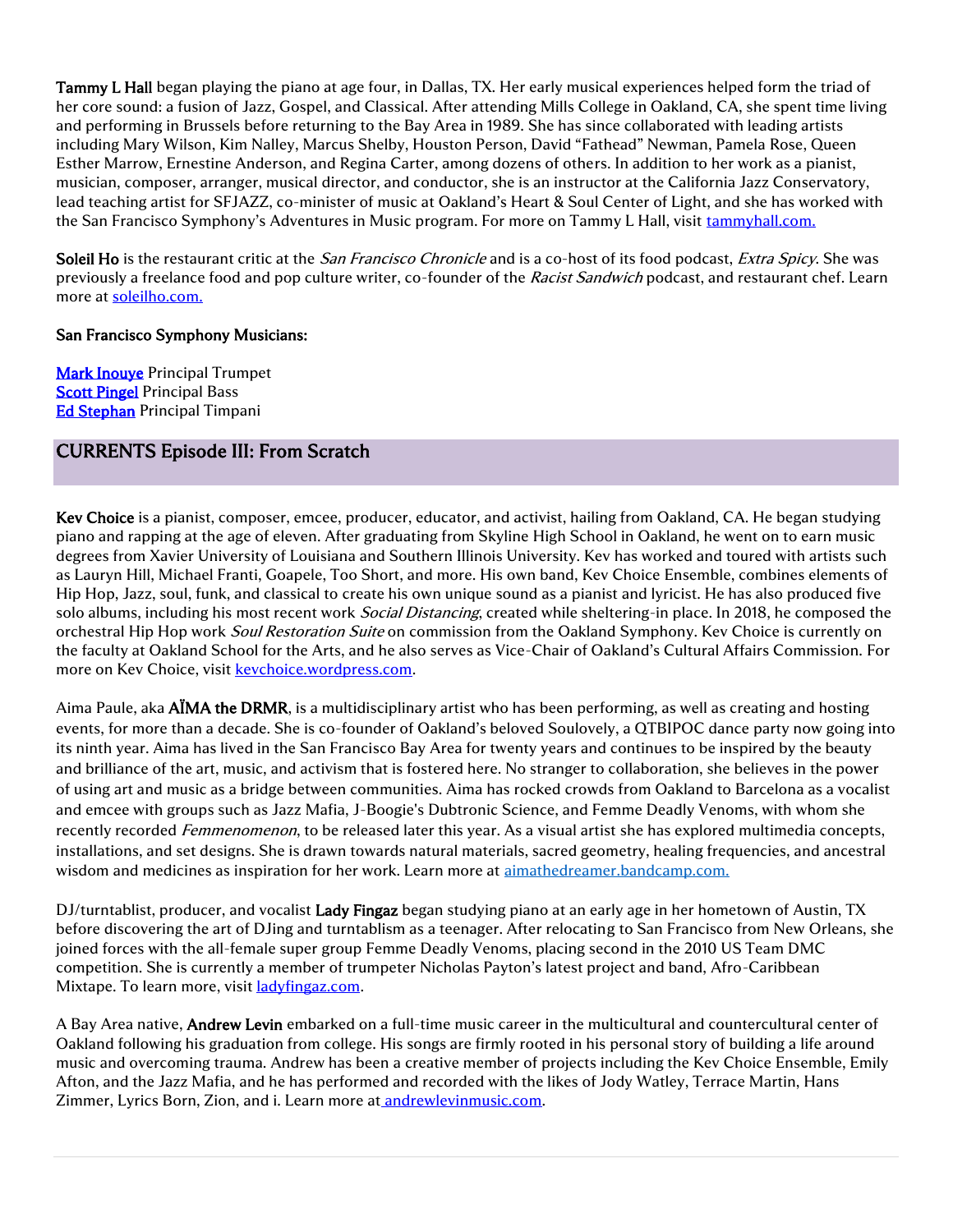**Tammy L Hall** began playing the piano at age four, in Dallas, TX. Her early musical experiences helped form the triad of her core sound: a fusion of Jazz, Gospel, and Classical. After attending Mills College in Oakland, CA, she spent time living and performing in Brussels before returning to the Bay Area in 1989. She has since collaborated with leading artists including Mary Wilson, Kim Nalley, Marcus Shelby, Houston Person, David "Fathead" Newman, Pamela Rose, Queen Esther Marrow, Ernestine Anderson, and Regina Carter, among dozens of others. In addition to her work as a pianist, musician, composer, arranger, musical director, and conductor, she is an instructor at the California Jazz Conservatory, lead teaching artist for SFJAZZ, co-minister of music at Oakland's Heart & Soul Center of Light, and she has worked with the San Francisco Symphony's Adventures in Music program. For more on Tammy L Hall, visit [tammyhall.com.](tammyhall.com)

**Soleil Ho** is the restaurant critic at the *San Francisco Chronicle* and is a co-host of its food podcast, *Extra Spicy*. She was previously a freelance food and pop culture writer, co-founder of the *Racist Sandwich* podcast, and restaurant chef. Learn more at [soleilho.com.](soleilho.com)

**San Francisco Symphony Musicians:**

[Mark Inouye]() Principal Trumpet
[Scott Pingel]() Principal Bass
[Ed Stephan]() Principal Timpani

## CURRENTS Episode III: From Scratch

**Kev Choice** is a pianist, composer, emcee, producer, educator, and activist, hailing from Oakland, CA. He began studying piano and rapping at the age of eleven. After graduating from Skyline High School in Oakland, he went on to earn music degrees from Xavier University of Louisiana and Southern Illinois University. Kev has worked and toured with artists such as Lauryn Hill, Michael Franti, Goapele, Too Short, and more. His own band, Kev Choice Ensemble, combines elements of Hip Hop, Jazz, soul, funk, and classical to create his own unique sound as a pianist and lyricist. He has also produced five solo albums, including his most recent work *Social Distancing*, created while sheltering-in place. In 2018, he composed the orchestral Hip Hop work *Soul Restoration Suite* on commission from the Oakland Symphony. Kev Choice is currently on the faculty at Oakland School for the Arts, and he also serves as Vice-Chair of Oakland's Cultural Affairs Commission. For more on Kev Choice, visit [kevchoice.wordpress.com](kevchoice.wordpress.com).

Aima Paule, aka **AÏMA the DRMR**, is a multidisciplinary artist who has been performing, as well as creating and hosting events, for more than a decade. She is co-founder of Oakland's beloved Soulovely, a QTBIPOC dance party now going into its ninth year. Aima has lived in the San Francisco Bay Area for twenty years and continues to be inspired by the beauty and brilliance of the art, music, and activism that is fostered here. No stranger to collaboration, she believes in the power of using art and music as a bridge between communities. Aima has rocked crowds from Oakland to Barcelona as a vocalist and emcee with groups such as Jazz Mafia, J-Boogie's Dubtronic Science, and Femme Deadly Venoms, with whom she recently recorded *Femmenomenon*, to be released later this year. As a visual artist she has explored multimedia concepts, installations, and set designs. She is drawn towards natural materials, sacred geometry, healing frequencies, and ancestral wisdom and medicines as inspiration for her work. Learn more at [aimathedreamer.bandcamp.com.](aimathedreamer.bandcamp.com)

DJ/turntablist, producer, and vocalist **Lady Fingaz** began studying piano at an early age in her hometown of Austin, TX before discovering the art of DJing and turntablism as a teenager. After relocating to San Francisco from New Orleans, she joined forces with the all-female super group Femme Deadly Venoms, placing second in the 2010 US Team DMC competition. She is currently a member of trumpeter Nicholas Payton's latest project and band, Afro-Caribbean Mixtape. To learn more, visit [ladyfingaz.com](ladyfingaz.com).

A Bay Area native, **Andrew Levin** embarked on a full-time music career in the multicultural and countercultural center of Oakland following his graduation from college. His songs are firmly rooted in his personal story of building a life around music and overcoming trauma. Andrew has been a creative member of projects including the Kev Choice Ensemble, Emily Afton, and the Jazz Mafia, and he has performed and recorded with the likes of Jody Watley, Terrace Martin, Hans Zimmer, Lyrics Born, Zion, and i. Learn more at [andrewlevinmusic.com](andrewlevinmusic.com).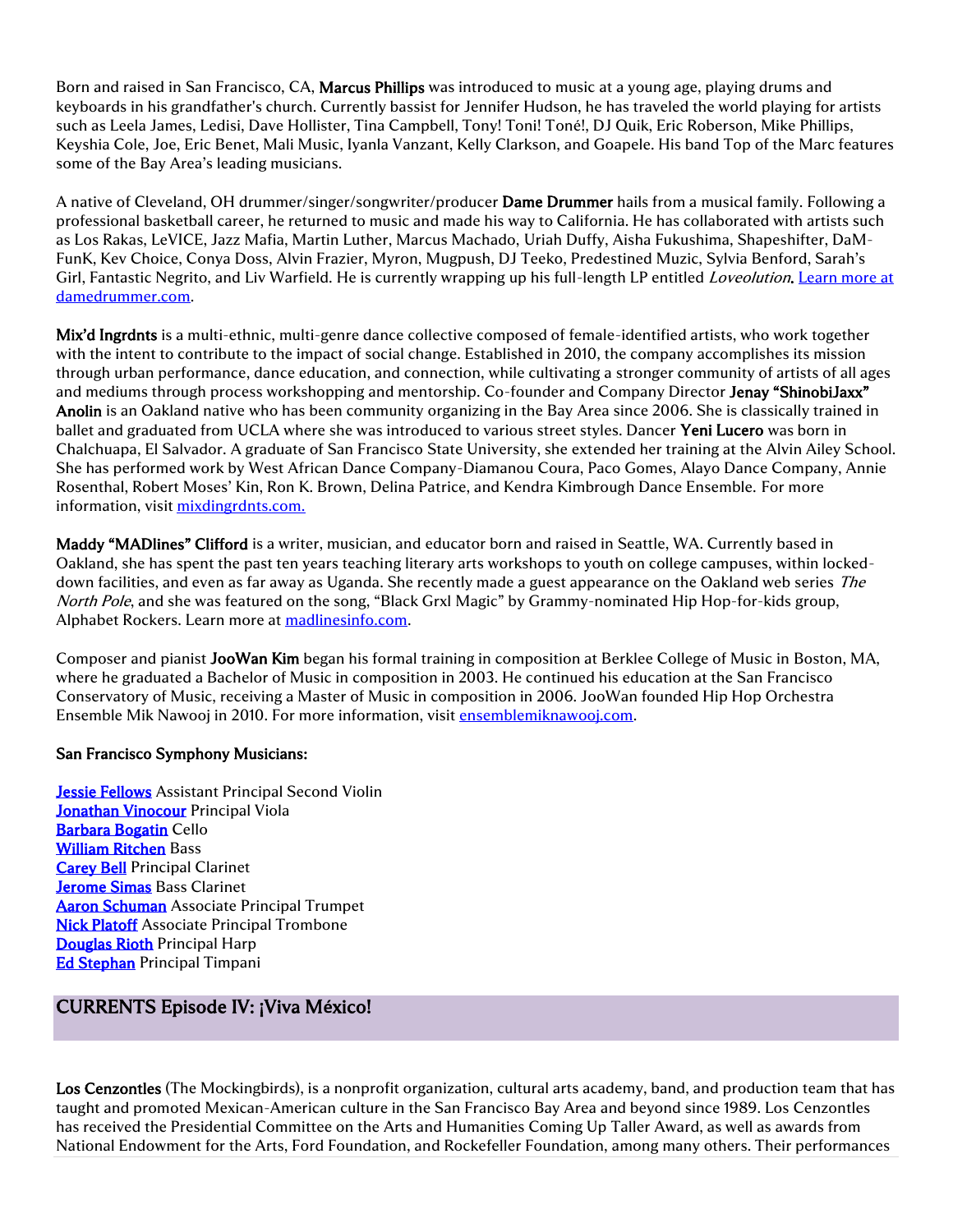Born and raised in San Francisco, CA, **Marcus Phillips** was introduced to music at a young age, playing drums and keyboards in his grandfather's church. Currently bassist for Jennifer Hudson, he has traveled the world playing for artists such as Leela James, Ledisi, Dave Hollister, Tina Campbell, Tony! Toni! Toné!, DJ Quik, Eric Roberson, Mike Phillips, Keyshia Cole, Joe, Eric Benet, Mali Music, Iyanla Vanzant, Kelly Clarkson, and Goapele. His band Top of the Marc features some of the Bay Area's leading musicians.

A native of Cleveland, OH drummer/singer/songwriter/producer **Dame Drummer** hails from a musical family. Following a professional basketball career, he returned to music and made his way to California. He has collaborated with artists such as Los Rakas, LeVICE, Jazz Mafia, Martin Luther, Marcus Machado, Uriah Duffy, Aisha Fukushima, Shapeshifter, DaM-FunK, Kev Choice, Conya Doss, Alvin Frazier, Myron, Mugpush, DJ Teeko, Predestined Muzic, Sylvia Benford, Sarah's Girl, Fantastic Negrito, and Liv Warfield. He is currently wrapping up his full-length LP entitled *Loveolution*. [Learn more at damedrummer.com](damedrummer.com).

**Mix'd Ingrdnts** is a multi-ethnic, multi-genre dance collective composed of female-identified artists, who work together with the intent to contribute to the impact of social change. Established in 2010, the company accomplishes its mission through urban performance, dance education, and connection, while cultivating a stronger community of artists of all ages and mediums through process workshopping and mentorship. Co-founder and Company Director **Jenay "ShinobiJaxx" Anolin** is an Oakland native who has been community organizing in the Bay Area since 2006. She is classically trained in ballet and graduated from UCLA where she was introduced to various street styles. Dancer **Yeni Lucero** was born in Chalchuapa, El Salvador. A graduate of San Francisco State University, she extended her training at the Alvin Ailey School. She has performed work by West African Dance Company-Diamanou Coura, Paco Gomes, Alayo Dance Company, Annie Rosenthal, Robert Moses' Kin, Ron K. Brown, Delina Patrice, and Kendra Kimbrough Dance Ensemble. For more information, visit [mixdingrdnts.com.](mixdingrdnts.com)

**Maddy "MADlines" Clifford** is a writer, musician, and educator born and raised in Seattle, WA. Currently based in Oakland, she has spent the past ten years teaching literary arts workshops to youth on college campuses, within locked-down facilities, and even as far away as Uganda. She recently made a guest appearance on the Oakland web series *The North Pole*, and she was featured on the song, "Black Grxl Magic" by Grammy-nominated Hip Hop-for-kids group, Alphabet Rockers. Learn more at [madlinesinfo.com](madlinesinfo.com).

Composer and pianist **JooWan Kim** began his formal training in composition at Berklee College of Music in Boston, MA, where he graduated a Bachelor of Music in composition in 2003. He continued his education at the San Francisco Conservatory of Music, receiving a Master of Music in composition in 2006. JooWan founded Hip Hop Orchestra Ensemble Mik Nawooj in 2010. For more information, visit [ensemblemiknawooj.com](ensemblemiknawooj.com).

**San Francisco Symphony Musicians:**

**Jessie Fellows** Assistant Principal Second Violin
**Jonathan Vinocour** Principal Viola
**Barbara Bogatin** Cello
**William Ritchen** Bass
**Carey Bell** Principal Clarinet
**Jerome Simas** Bass Clarinet
**Aaron Schuman** Associate Principal Trumpet
**Nick Platoff** Associate Principal Trombone
**Douglas Rioth** Principal Harp
**Ed Stephan** Principal Timpani

## CURRENTS Episode IV: ¡Viva México!

**Los Cenzontles** (The Mockingbirds), is a nonprofit organization, cultural arts academy, band, and production team that has taught and promoted Mexican-American culture in the San Francisco Bay Area and beyond since 1989. Los Cenzontles has received the Presidential Committee on the Arts and Humanities Coming Up Taller Award, as well as awards from National Endowment for the Arts, Ford Foundation, and Rockefeller Foundation, among many others. Their performances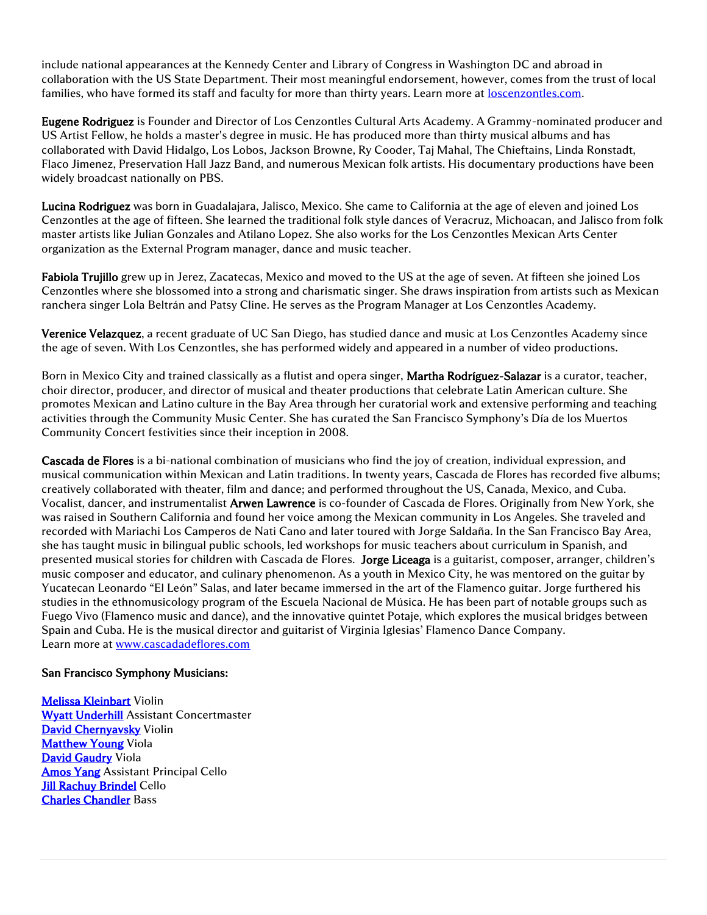include national appearances at the Kennedy Center and Library of Congress in Washington DC and abroad in collaboration with the US State Department. Their most meaningful endorsement, however, comes from the trust of local families, who have formed its staff and faculty for more than thirty years. Learn more at [loscenzontles.com](loscenzontles.com).

**Eugene Rodriguez** is Founder and Director of Los Cenzontles Cultural Arts Academy. A Grammy-nominated producer and US Artist Fellow, he holds a master's degree in music. He has produced more than thirty musical albums and has collaborated with David Hidalgo, Los Lobos, Jackson Browne, Ry Cooder, Taj Mahal, The Chieftains, Linda Ronstadt, Flaco Jimenez, Preservation Hall Jazz Band, and numerous Mexican folk artists. His documentary productions have been widely broadcast nationally on PBS.

**Lucina Rodriguez** was born in Guadalajara, Jalisco, Mexico. She came to California at the age of eleven and joined Los Cenzontles at the age of fifteen. She learned the traditional folk style dances of Veracruz, Michoacan, and Jalisco from folk master artists like Julian Gonzales and Atilano Lopez. She also works for the Los Cenzontles Mexican Arts Center organization as the External Program manager, dance and music teacher.

**Fabiola Trujillo** grew up in Jerez, Zacatecas, Mexico and moved to the US at the age of seven. At fifteen she joined Los Cenzontles where she blossomed into a strong and charismatic singer. She draws inspiration from artists such as Mexican ranchera singer Lola Beltrán and Patsy Cline. He serves as the Program Manager at Los Cenzontles Academy.

**Verenice Velazquez**, a recent graduate of UC San Diego, has studied dance and music at Los Cenzontles Academy since the age of seven. With Los Cenzontles, she has performed widely and appeared in a number of video productions.

Born in Mexico City and trained classically as a flutist and opera singer, **Martha Rodríguez-Salazar** is a curator, teacher, choir director, producer, and director of musical and theater productions that celebrate Latin American culture. She promotes Mexican and Latino culture in the Bay Area through her curatorial work and extensive performing and teaching activities through the Community Music Center. She has curated the San Francisco Symphony's Día de los Muertos Community Concert festivities since their inception in 2008.

**Cascada de Flores** is a bi-national combination of musicians who find the joy of creation, individual expression, and musical communication within Mexican and Latin traditions. In twenty years, Cascada de Flores has recorded five albums; creatively collaborated with theater, film and dance; and performed throughout the US, Canada, Mexico, and Cuba. Vocalist, dancer, and instrumentalist **Arwen Lawrence** is co-founder of Cascada de Flores. Originally from New York, she was raised in Southern California and found her voice among the Mexican community in Los Angeles. She traveled and recorded with Mariachi Los Camperos de Nati Cano and later toured with Jorge Saldaña. In the San Francisco Bay Area, she has taught music in bilingual public schools, led workshops for music teachers about curriculum in Spanish, and presented musical stories for children with Cascada de Flores. **Jorge Liceaga** is a guitarist, composer, arranger, children's music composer and educator, and culinary phenomenon. As a youth in Mexico City, he was mentored on the guitar by Yucatecan Leonardo "El León" Salas, and later became immersed in the art of the Flamenco guitar. Jorge furthered his studies in the ethnomusicology program of the Escuela Nacional de Música. He has been part of notable groups such as Fuego Vivo (Flamenco music and dance), and the innovative quintet Potaje, which explores the musical bridges between Spain and Cuba. He is the musical director and guitarist of Virginia Iglesias' Flamenco Dance Company.
Learn more at [www.cascadadeflores.com](www.cascadadeflores.com)

**San Francisco Symphony Musicians:**

Melissa Kleinbart Violin
Wyatt Underhill Assistant Concertmaster
David Chernyavsky Violin
Matthew Young Viola
David Gaudry Viola
Amos Yang Assistant Principal Cello
Jill Rachuy Brindel Cello
Charles Chandler Bass